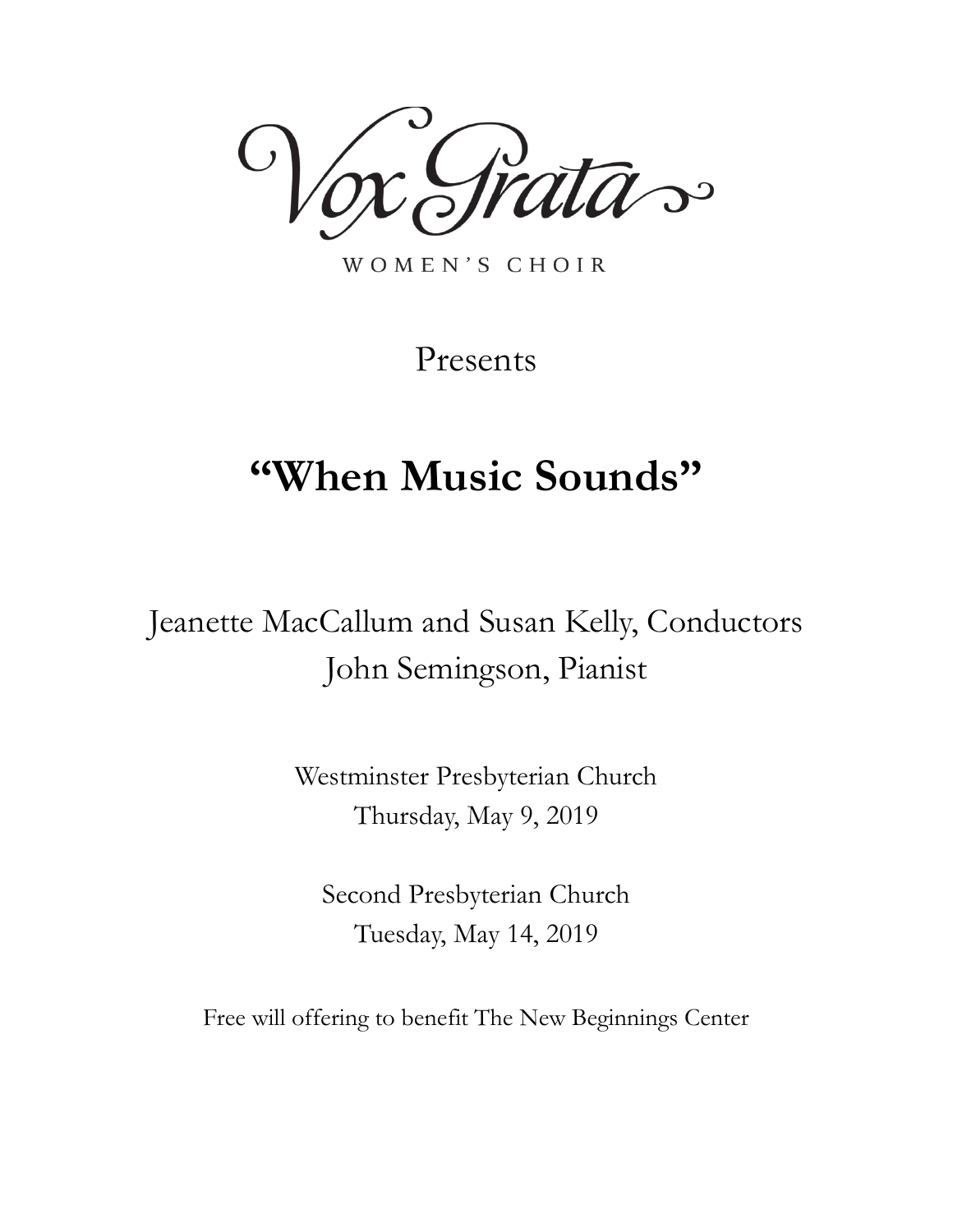# Vox Grata

WOMEN'S CHOIR

Presents

## "When Music Sounds"

Jeanette MacCallum and Susan Kelly, Conductors
John Semingson, Pianist

Westminster Presbyterian Church
Thursday, May 9, 2019

Second Presbyterian Church
Tuesday, May 14, 2019

Free will offering to benefit The New Beginnings Center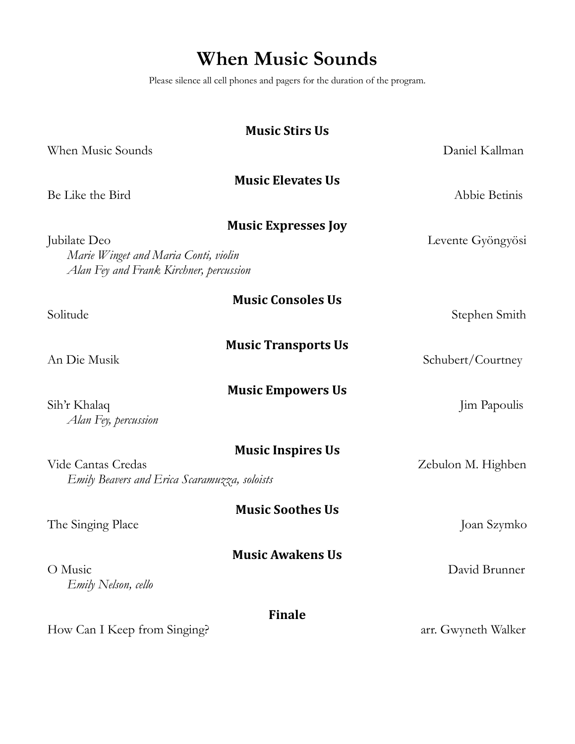# When Music Sounds

Please silence all cell phones and pagers for the duration of the program.

### Music Stirs Us

When Music Sounds — Daniel Kallman

### Music Elevates Us

Be Like the Bird — Abbie Betinis

### Music Expresses Joy

Jubilate Deo — Levente Gyöngyösi

*Marie Winget and Maria Conti, violin*
*Alan Fey and Frank Kirchner, percussion*

### Music Consoles Us

Solitude — Stephen Smith

### Music Transports Us

An Die Musik — Schubert/Courtney

### Music Empowers Us

Sih'r Khalaq — Jim Papoulis

*Alan Fey, percussion*

### Music Inspires Us

Vide Cantas Credas — Zebulon M. Highben

*Emily Beavers and Erica Scaramuzza, soloists*

### Music Soothes Us

The Singing Place — Joan Szymko

### Music Awakens Us

O Music — David Brunner

*Emily Nelson, cello*

### Finale

How Can I Keep from Singing? — arr. Gwyneth Walker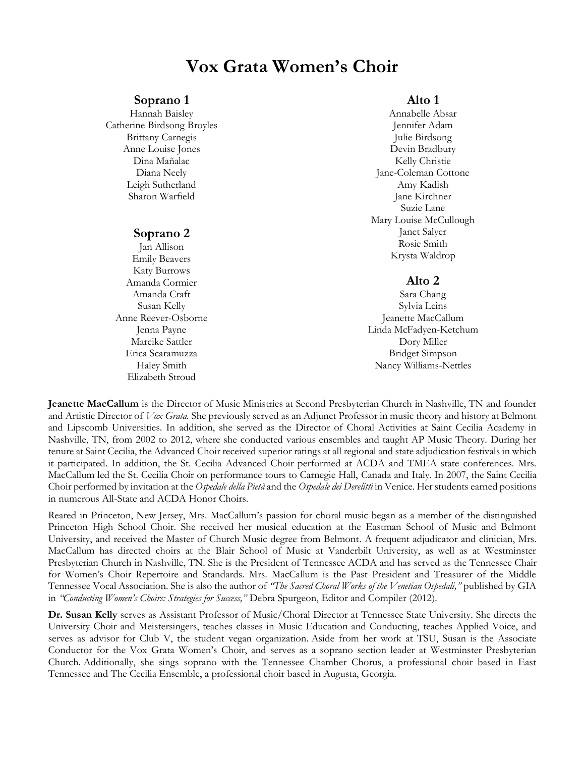# Vox Grata Women's Choir

### Soprano 1

Hannah Baisley
Catherine Birdsong Broyles
Brittany Carnegis
Anne Louise Jones
Dina Mañalac
Diana Neely
Leigh Sutherland
Sharon Warfield

### Soprano 2

Jan Allison
Emily Beavers
Katy Burrows
Amanda Cormier
Amanda Craft
Susan Kelly
Anne Reever-Osborne
Jenna Payne
Mareike Sattler
Erica Scaramuzza
Haley Smith
Elizabeth Stroud

### Alto 1

Annabelle Absar
Jennifer Adam
Julie Birdsong
Devin Bradbury
Kelly Christie
Jane-Coleman Cottone
Amy Kadish
Jane Kirchner
Suzie Lane
Mary Louise McCullough
Janet Salyer
Rosie Smith
Krysta Waldrop

### Alto 2

Sara Chang
Sylvia Leins
Jeanette MacCallum
Linda McFadyen-Ketchum
Dory Miller
Bridget Simpson
Nancy Williams-Nettles

**Jeanette MacCallum** is the Director of Music Ministries at Second Presbyterian Church in Nashville, TN and founder and Artistic Director of *Vox Grata*. She previously served as an Adjunct Professor in music theory and history at Belmont and Lipscomb Universities. In addition, she served as the Director of Choral Activities at Saint Cecilia Academy in Nashville, TN, from 2002 to 2012, where she conducted various ensembles and taught AP Music Theory. During her tenure at Saint Cecilia, the Advanced Choir received superior ratings at all regional and state adjudication festivals in which it participated. In addition, the St. Cecilia Advanced Choir performed at ACDA and TMEA state conferences. Mrs. MacCallum led the St. Cecilia Choir on performance tours to Carnegie Hall, Canada and Italy. In 2007, the Saint Cecilia Choir performed by invitation at the *Ospedale della Pietà* and the *Ospedale dei Derelitti* in Venice. Her students earned positions in numerous All-State and ACDA Honor Choirs.

Reared in Princeton, New Jersey, Mrs. MacCallum's passion for choral music began as a member of the distinguished Princeton High School Choir. She received her musical education at the Eastman School of Music and Belmont University, and received the Master of Church Music degree from Belmont. A frequent adjudicator and clinician, Mrs. MacCallum has directed choirs at the Blair School of Music at Vanderbilt University, as well as at Westminster Presbyterian Church in Nashville, TN. She is the President of Tennessee ACDA and has served as the Tennessee Chair for Women's Choir Repertoire and Standards. Mrs. MacCallum is the Past President and Treasurer of the Middle Tennessee Vocal Association. She is also the author of *"The Sacred Choral Works of the Venetian Ospedali,"* published by GIA in *"Conducting Women's Choirs: Strategies for Success,"* Debra Spurgeon, Editor and Compiler (2012).

**Dr. Susan Kelly** serves as Assistant Professor of Music/Choral Director at Tennessee State University. She directs the University Choir and Meistersingers, teaches classes in Music Education and Conducting, teaches Applied Voice, and serves as advisor for Club V, the student vegan organization. Aside from her work at TSU, Susan is the Associate Conductor for the Vox Grata Women's Choir, and serves as a soprano section leader at Westminster Presbyterian Church. Additionally, she sings soprano with the Tennessee Chamber Chorus, a professional choir based in East Tennessee and The Cecilia Ensemble, a professional choir based in Augusta, Georgia.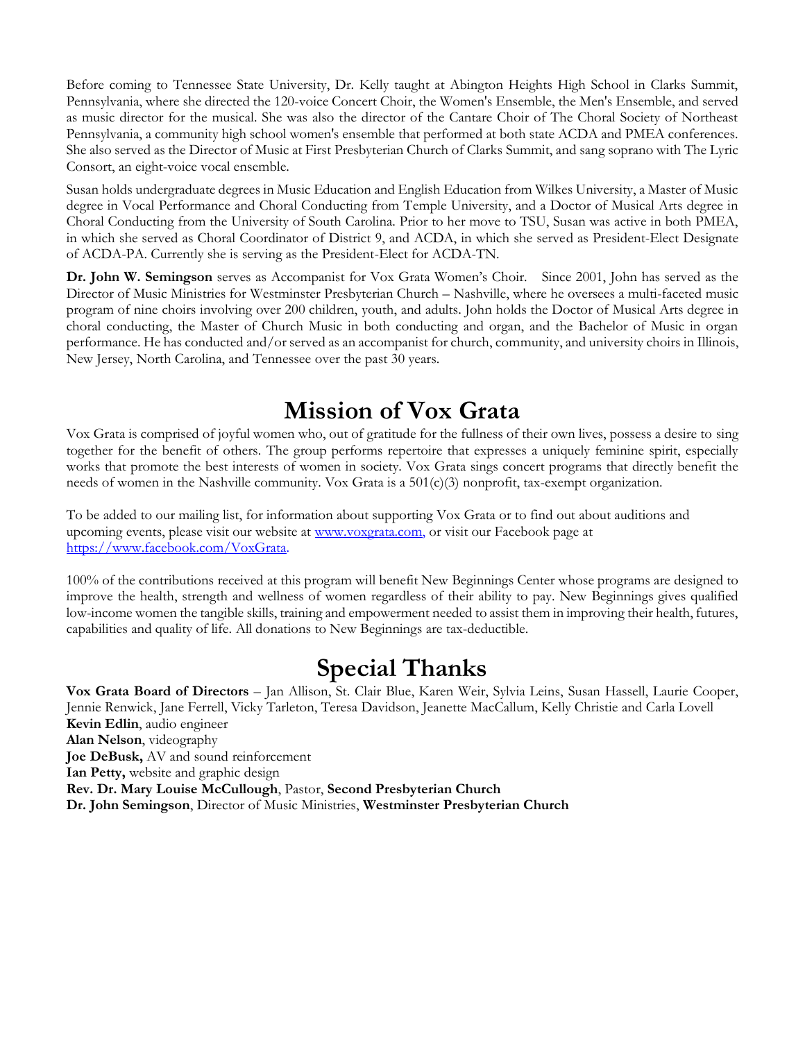Before coming to Tennessee State University, Dr. Kelly taught at Abington Heights High School in Clarks Summit, Pennsylvania, where she directed the 120-voice Concert Choir, the Women's Ensemble, the Men's Ensemble, and served as music director for the musical. She was also the director of the Cantare Choir of The Choral Society of Northeast Pennsylvania, a community high school women's ensemble that performed at both state ACDA and PMEA conferences. She also served as the Director of Music at First Presbyterian Church of Clarks Summit, and sang soprano with The Lyric Consort, an eight-voice vocal ensemble.

Susan holds undergraduate degrees in Music Education and English Education from Wilkes University, a Master of Music degree in Vocal Performance and Choral Conducting from Temple University, and a Doctor of Musical Arts degree in Choral Conducting from the University of South Carolina. Prior to her move to TSU, Susan was active in both PMEA, in which she served as Choral Coordinator of District 9, and ACDA, in which she served as President-Elect Designate of ACDA-PA. Currently she is serving as the President-Elect for ACDA-TN.

**Dr. John W. Semingson** serves as Accompanist for Vox Grata Women's Choir. Since 2001, John has served as the Director of Music Ministries for Westminster Presbyterian Church – Nashville, where he oversees a multi-faceted music program of nine choirs involving over 200 children, youth, and adults. John holds the Doctor of Musical Arts degree in choral conducting, the Master of Church Music in both conducting and organ, and the Bachelor of Music in organ performance. He has conducted and/or served as an accompanist for church, community, and university choirs in Illinois, New Jersey, North Carolina, and Tennessee over the past 30 years.

# Mission of Vox Grata

Vox Grata is comprised of joyful women who, out of gratitude for the fullness of their own lives, possess a desire to sing together for the benefit of others. The group performs repertoire that expresses a uniquely feminine spirit, especially works that promote the best interests of women in society. Vox Grata sings concert programs that directly benefit the needs of women in the Nashville community. Vox Grata is a 501(c)(3) nonprofit, tax-exempt organization.

To be added to our mailing list, for information about supporting Vox Grata or to find out about auditions and upcoming events, please visit our website at [www.voxgrata.com,](www.voxgrata.com) or visit our Facebook page at [https://www.facebook.com/VoxGrata](https://www.facebook.com/VoxGrata).

100% of the contributions received at this program will benefit New Beginnings Center whose programs are designed to improve the health, strength and wellness of women regardless of their ability to pay. New Beginnings gives qualified low-income women the tangible skills, training and empowerment needed to assist them in improving their health, futures, capabilities and quality of life. All donations to New Beginnings are tax-deductible.

# Special Thanks

**Vox Grata Board of Directors** – Jan Allison, St. Clair Blue, Karen Weir, Sylvia Leins, Susan Hassell, Laurie Cooper, Jennie Renwick, Jane Ferrell, Vicky Tarleton, Teresa Davidson, Jeanette MacCallum, Kelly Christie and Carla Lovell
**Kevin Edlin**, audio engineer
**Alan Nelson**, videography
**Joe DeBusk,** AV and sound reinforcement
**Ian Petty,** website and graphic design
**Rev. Dr. Mary Louise McCullough**, Pastor, **Second Presbyterian Church**
**Dr. John Semingson**, Director of Music Ministries, **Westminster Presbyterian Church**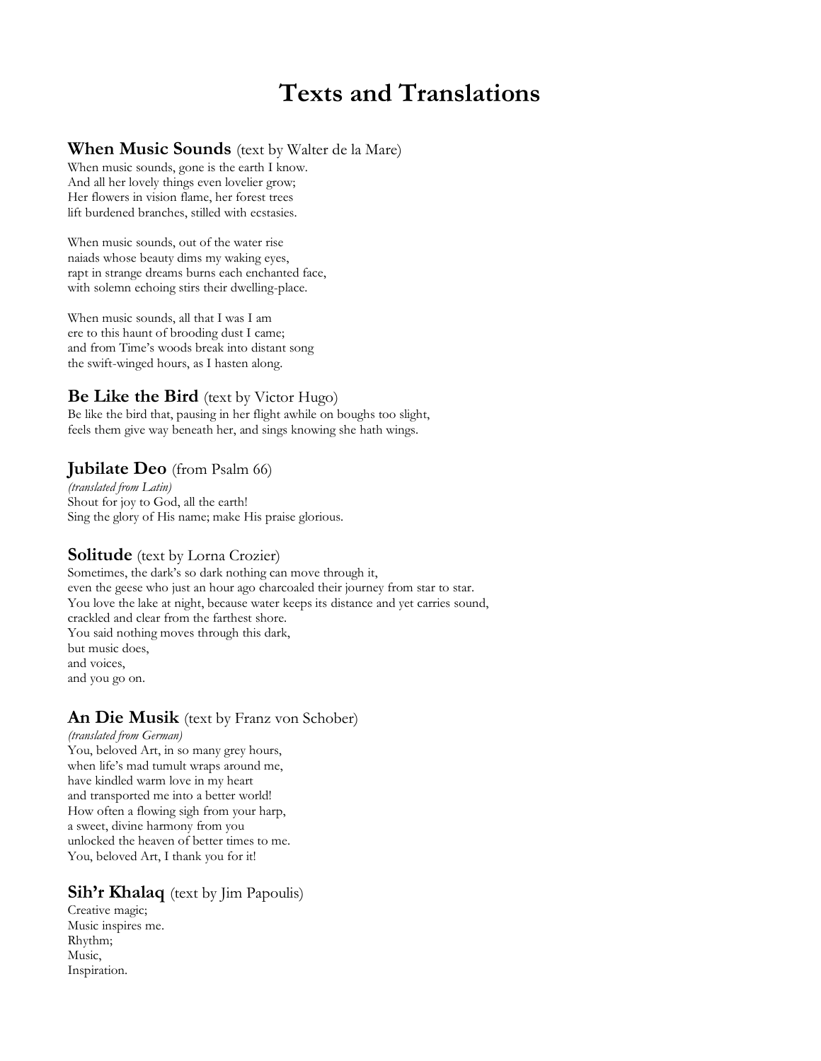# Texts and Translations

## When Music Sounds (text by Walter de la Mare)

When music sounds, gone is the earth I know.
And all her lovely things even lovelier grow;
Her flowers in vision flame, her forest trees
lift burdened branches, stilled with ecstasies.

When music sounds, out of the water rise
naiads whose beauty dims my waking eyes,
rapt in strange dreams burns each enchanted face,
with solemn echoing stirs their dwelling-place.

When music sounds, all that I was I am
ere to this haunt of brooding dust I came;
and from Time's woods break into distant song
the swift-winged hours, as I hasten along.

## Be Like the Bird (text by Victor Hugo)

Be like the bird that, pausing in her flight awhile on boughs too slight,
feels them give way beneath her, and sings knowing she hath wings.

## Jubilate Deo (from Psalm 66)

*(translated from Latin)*
Shout for joy to God, all the earth!
Sing the glory of His name; make His praise glorious.

## Solitude (text by Lorna Crozier)

Sometimes, the dark's so dark nothing can move through it,
even the geese who just an hour ago charcoaled their journey from star to star.
You love the lake at night, because water keeps its distance and yet carries sound,
crackled and clear from the farthest shore.
You said nothing moves through this dark,
but music does,
and voices,
and you go on.

## An Die Musik (text by Franz von Schober)

*(translated from German)*
You, beloved Art, in so many grey hours,
when life's mad tumult wraps around me,
have kindled warm love in my heart
and transported me into a better world!
How often a flowing sigh from your harp,
a sweet, divine harmony from you
unlocked the heaven of better times to me.
You, beloved Art, I thank you for it!

## Sih'r Khalaq (text by Jim Papoulis)

Creative magic;
Music inspires me.
Rhythm;
Music,
Inspiration.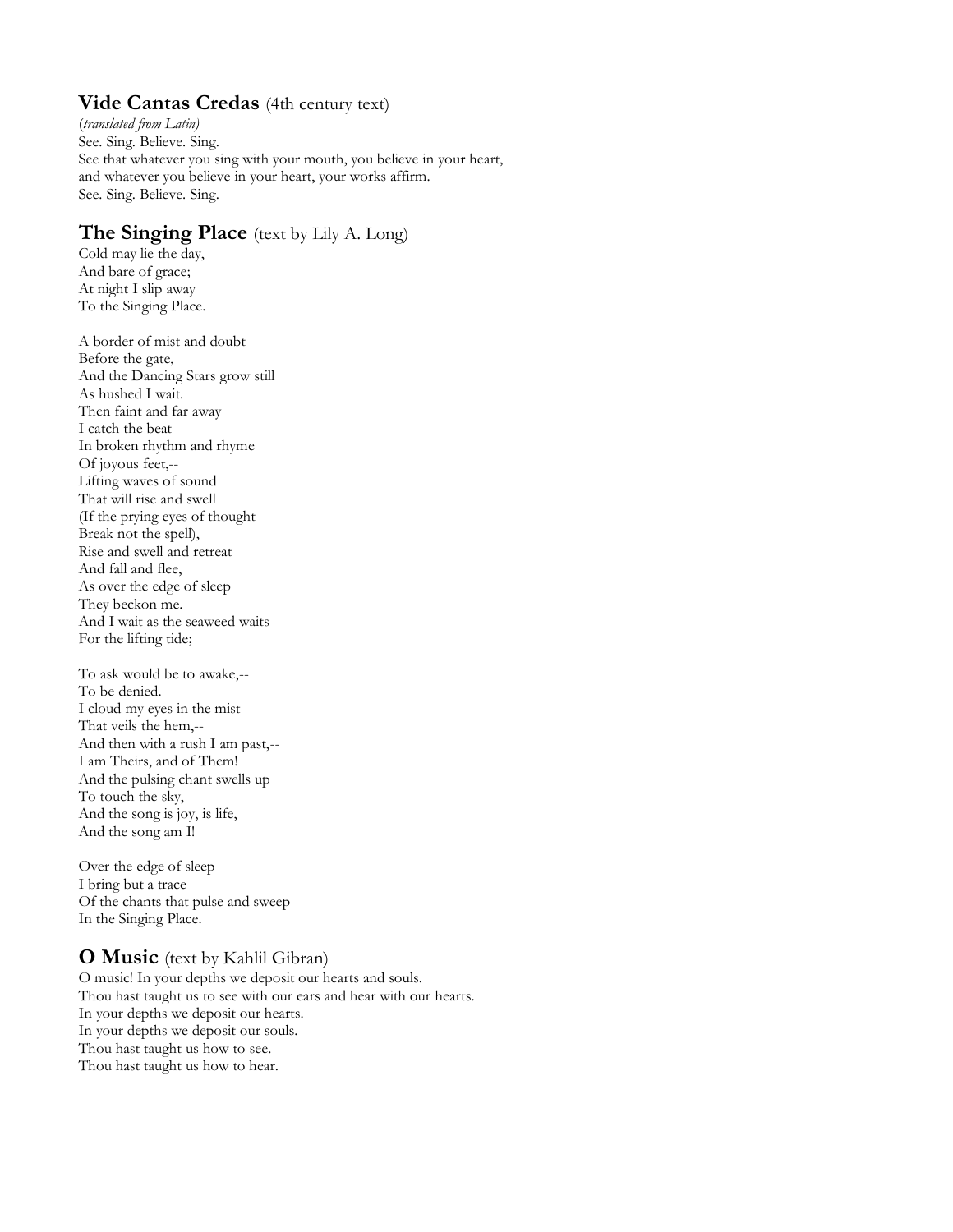## **Vide Cantas Credas** (4th century text)

*(translated from Latin)*
See. Sing. Believe. Sing.
See that whatever you sing with your mouth, you believe in your heart,
and whatever you believe in your heart, your works affirm.
See. Sing. Believe. Sing.

## **The Singing Place** (text by Lily A. Long)

Cold may lie the day,
And bare of grace;
At night I slip away
To the Singing Place.

A border of mist and doubt
Before the gate,
And the Dancing Stars grow still
As hushed I wait.
Then faint and far away
I catch the beat
In broken rhythm and rhyme
Of joyous feet,--
Lifting waves of sound
That will rise and swell
(If the prying eyes of thought
Break not the spell),
Rise and swell and retreat
And fall and flee,
As over the edge of sleep
They beckon me.
And I wait as the seaweed waits
For the lifting tide;

To ask would be to awake,--
To be denied.
I cloud my eyes in the mist
That veils the hem,--
And then with a rush I am past,--
I am Theirs, and of Them!
And the pulsing chant swells up
To touch the sky,
And the song is joy, is life,
And the song am I!

Over the edge of sleep
I bring but a trace
Of the chants that pulse and sweep
In the Singing Place.

## **O Music** (text by Kahlil Gibran)

O music! In your depths we deposit our hearts and souls.
Thou hast taught us to see with our ears and hear with our hearts.
In your depths we deposit our hearts.
In your depths we deposit our souls.
Thou hast taught us how to see.
Thou hast taught us how to hear.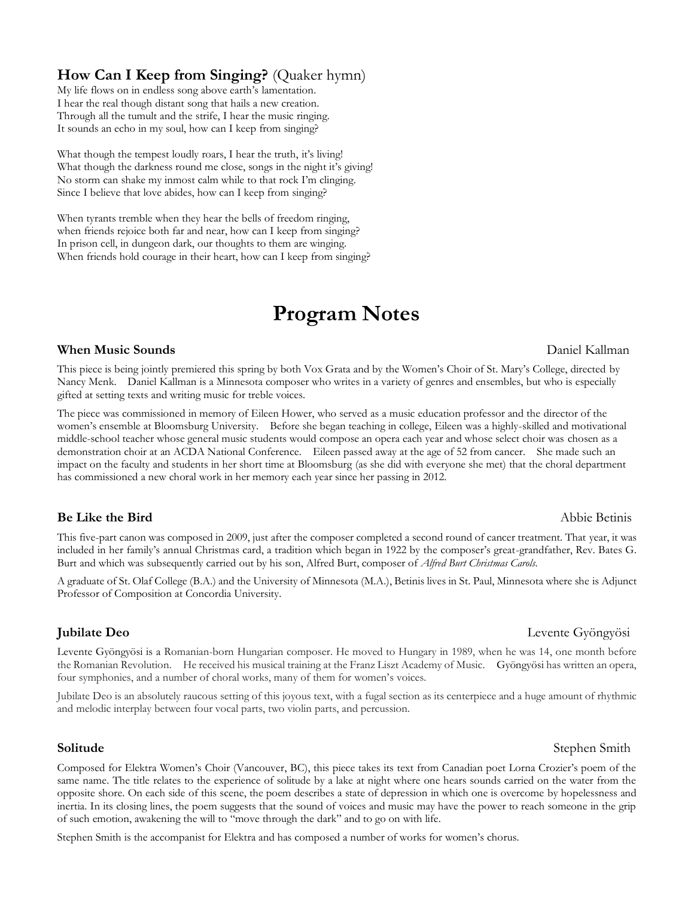### **How Can I Keep from Singing?** (Quaker hymn)

My life flows on in endless song above earth's lamentation.
I hear the real though distant song that hails a new creation.
Through all the tumult and the strife, I hear the music ringing.
It sounds an echo in my soul, how can I keep from singing?

What though the tempest loudly roars, I hear the truth, it's living!
What though the darkness round me close, songs in the night it's giving!
No storm can shake my inmost calm while to that rock I'm clinging.
Since I believe that love abides, how can I keep from singing?

When tyrants tremble when they hear the bells of freedom ringing,
when friends rejoice both far and near, how can I keep from singing?
In prison cell, in dungeon dark, our thoughts to them are winging.
When friends hold courage in their heart, how can I keep from singing?

# Program Notes

### **When Music Sounds** — Daniel Kallman

This piece is being jointly premiered this spring by both Vox Grata and by the Women's Choir of St. Mary's College, directed by Nancy Menk. Daniel Kallman is a Minnesota composer who writes in a variety of genres and ensembles, but who is especially gifted at setting texts and writing music for treble voices.

The piece was commissioned in memory of Eileen Hower, who served as a music education professor and the director of the women's ensemble at Bloomsburg University. Before she began teaching in college, Eileen was a highly-skilled and motivational middle-school teacher whose general music students would compose an opera each year and whose select choir was chosen as a demonstration choir at an ACDA National Conference. Eileen passed away at the age of 52 from cancer. She made such an impact on the faculty and students in her short time at Bloomsburg (as she did with everyone she met) that the choral department has commissioned a new choral work in her memory each year since her passing in 2012.

### **Be Like the Bird** — Abbie Betinis

This five-part canon was composed in 2009, just after the composer completed a second round of cancer treatment. That year, it was included in her family's annual Christmas card, a tradition which began in 1922 by the composer's great-grandfather, Rev. Bates G. Burt and which was subsequently carried out by his son, Alfred Burt, composer of *Alfred Burt Christmas Carols*.

A graduate of St. Olaf College (B.A.) and the University of Minnesota (M.A.), Betinis lives in St. Paul, Minnesota where she is Adjunct Professor of Composition at Concordia University.

### **Jubilate Deo** — Levente Gyöngyösi

Levente Gyöngyösi is a Romanian-born Hungarian composer. He moved to Hungary in 1989, when he was 14, one month before the Romanian Revolution. He received his musical training at the Franz Liszt Academy of Music. Gyöngyösi has written an opera, four symphonies, and a number of choral works, many of them for women's voices.

Jubilate Deo is an absolutely raucous setting of this joyous text, with a fugal section as its centerpiece and a huge amount of rhythmic and melodic interplay between four vocal parts, two violin parts, and percussion.

### **Solitude** — Stephen Smith

Composed for Elektra Women's Choir (Vancouver, BC), this piece takes its text from Canadian poet Lorna Crozier's poem of the same name. The title relates to the experience of solitude by a lake at night where one hears sounds carried on the water from the opposite shore. On each side of this scene, the poem describes a state of depression in which one is overcome by hopelessness and inertia. In its closing lines, the poem suggests that the sound of voices and music may have the power to reach someone in the grip of such emotion, awakening the will to "move through the dark" and to go on with life.

Stephen Smith is the accompanist for Elektra and has composed a number of works for women's chorus.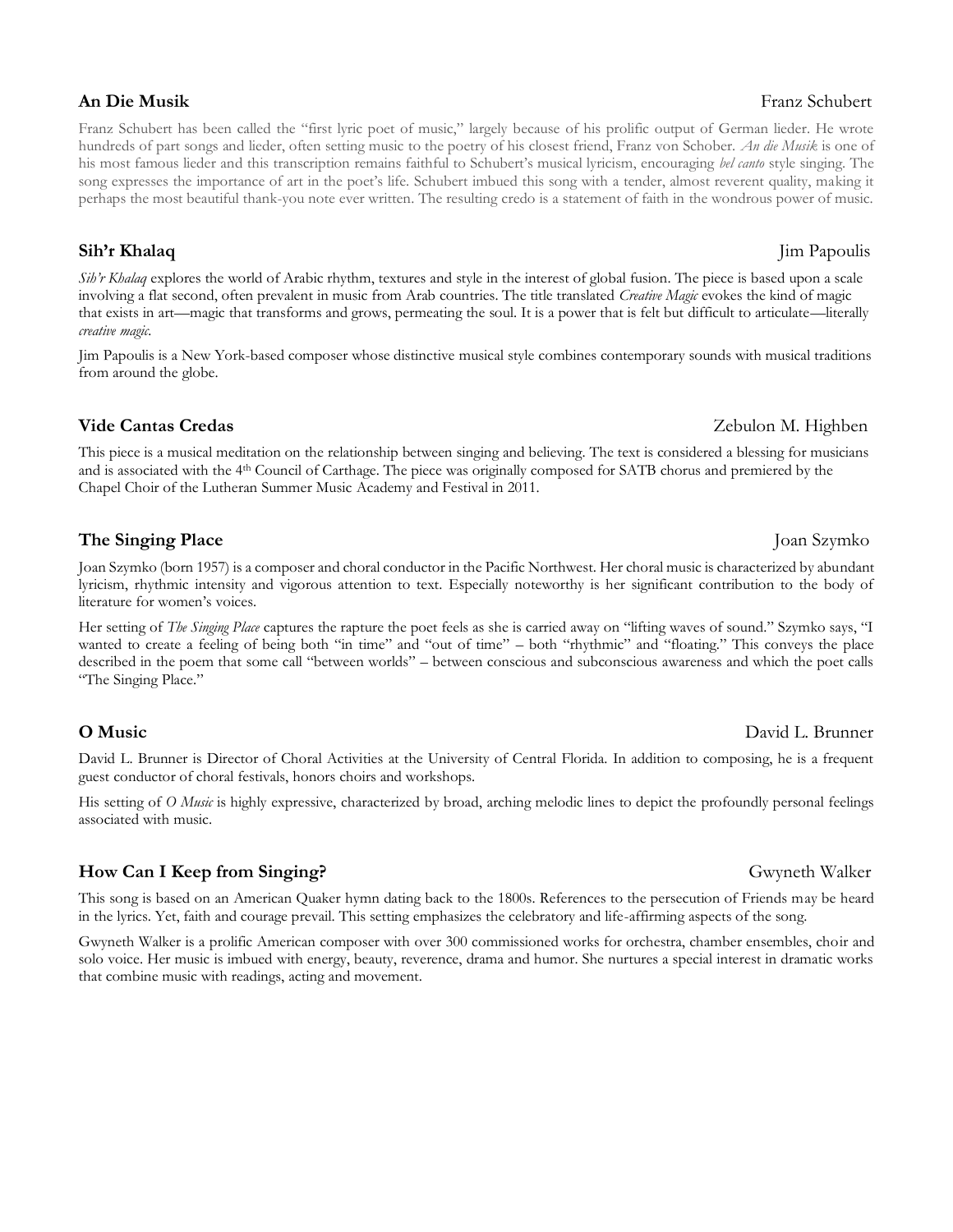## **An Die Musik** — Franz Schubert

Franz Schubert has been called the "first lyric poet of music," largely because of his prolific output of German lieder. He wrote hundreds of part songs and lieder, often setting music to the poetry of his closest friend, Franz von Schober. *An die Musik* is one of his most famous lieder and this transcription remains faithful to Schubert's musical lyricism, encouraging *bel canto* style singing. The song expresses the importance of art in the poet's life. Schubert imbued this song with a tender, almost reverent quality, making it perhaps the most beautiful thank-you note ever written. The resulting credo is a statement of faith in the wondrous power of music.

## **Sih'r Khalaq** — Jim Papoulis

*Sih'r Khalaq* explores the world of Arabic rhythm, textures and style in the interest of global fusion. The piece is based upon a scale involving a flat second, often prevalent in music from Arab countries. The title translated *Creative Magic* evokes the kind of magic that exists in art—magic that transforms and grows, permeating the soul. It is a power that is felt but difficult to articulate—literally *creative magic*.

Jim Papoulis is a New York-based composer whose distinctive musical style combines contemporary sounds with musical traditions from around the globe.

## **Vide Cantas Credas** — Zebulon M. Highben

This piece is a musical meditation on the relationship between singing and believing. The text is considered a blessing for musicians and is associated with the 4th Council of Carthage. The piece was originally composed for SATB chorus and premiered by the Chapel Choir of the Lutheran Summer Music Academy and Festival in 2011.

## **The Singing Place** — Joan Szymko

Joan Szymko (born 1957) is a composer and choral conductor in the Pacific Northwest. Her choral music is characterized by abundant lyricism, rhythmic intensity and vigorous attention to text. Especially noteworthy is her significant contribution to the body of literature for women's voices.

Her setting of *The Singing Place* captures the rapture the poet feels as she is carried away on "lifting waves of sound." Szymko says, "I wanted to create a feeling of being both "in time" and "out of time" – both "rhythmic" and "floating." This conveys the place described in the poem that some call "between worlds" – between conscious and subconscious awareness and which the poet calls "The Singing Place."

## **O Music** — David L. Brunner

David L. Brunner is Director of Choral Activities at the University of Central Florida. In addition to composing, he is a frequent guest conductor of choral festivals, honors choirs and workshops.

His setting of *O Music* is highly expressive, characterized by broad, arching melodic lines to depict the profoundly personal feelings associated with music.

## **How Can I Keep from Singing?** — Gwyneth Walker

This song is based on an American Quaker hymn dating back to the 1800s. References to the persecution of Friends may be heard in the lyrics. Yet, faith and courage prevail. This setting emphasizes the celebratory and life-affirming aspects of the song.

Gwyneth Walker is a prolific American composer with over 300 commissioned works for orchestra, chamber ensembles, choir and solo voice. Her music is imbued with energy, beauty, reverence, drama and humor. She nurtures a special interest in dramatic works that combine music with readings, acting and movement.